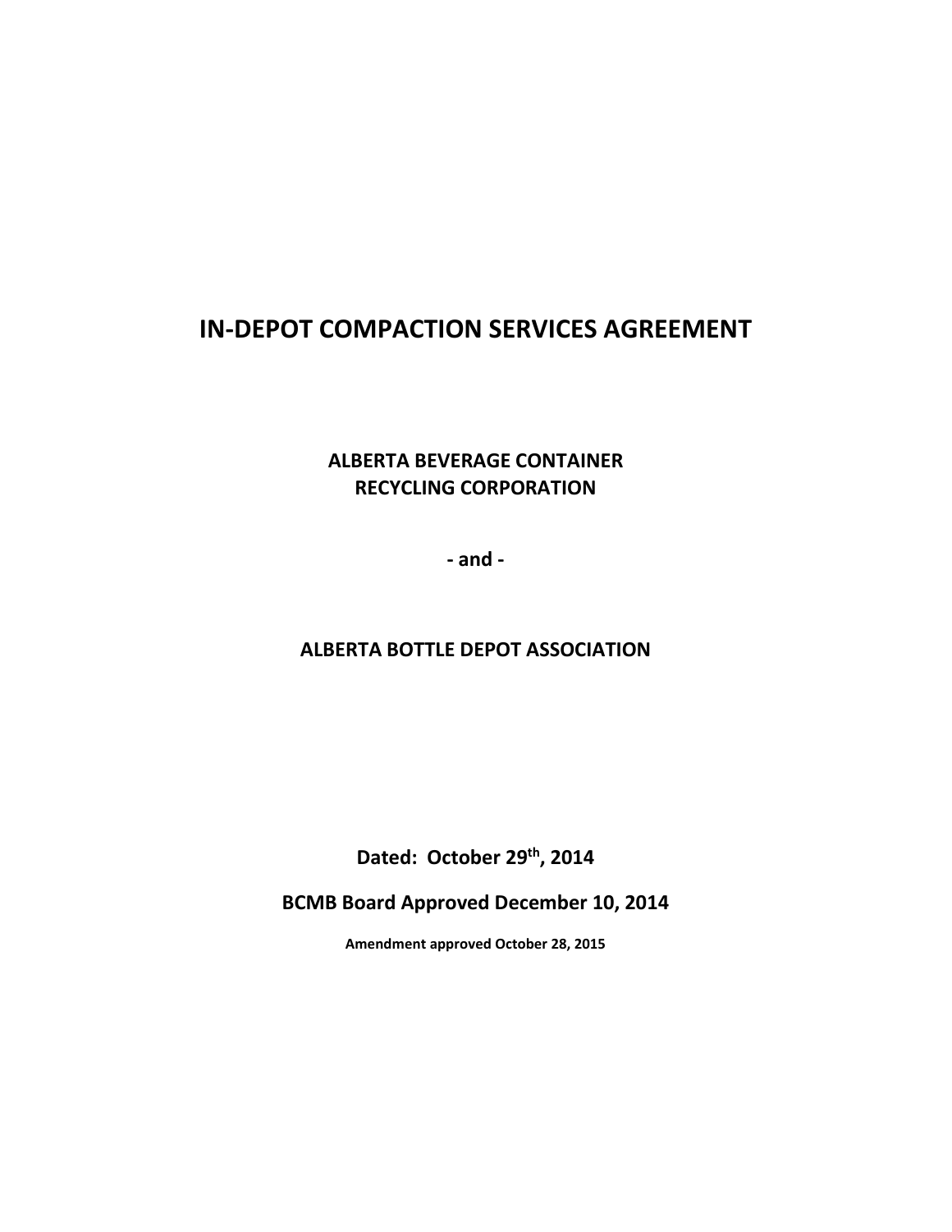# IN-DEPOT COMPACTION SERVICES AGREEMENT

**ALBERTA BEVERAGE CONTAINER RECYCLING CORPORATION**

**- and -**

**ALBERTA BOTTLE DEPOT ASSOCIATION**

**Dated: October 29th, 2014**

**BCMB Board Approved December 10, 2014**

**Amendment approved October 28, 2015**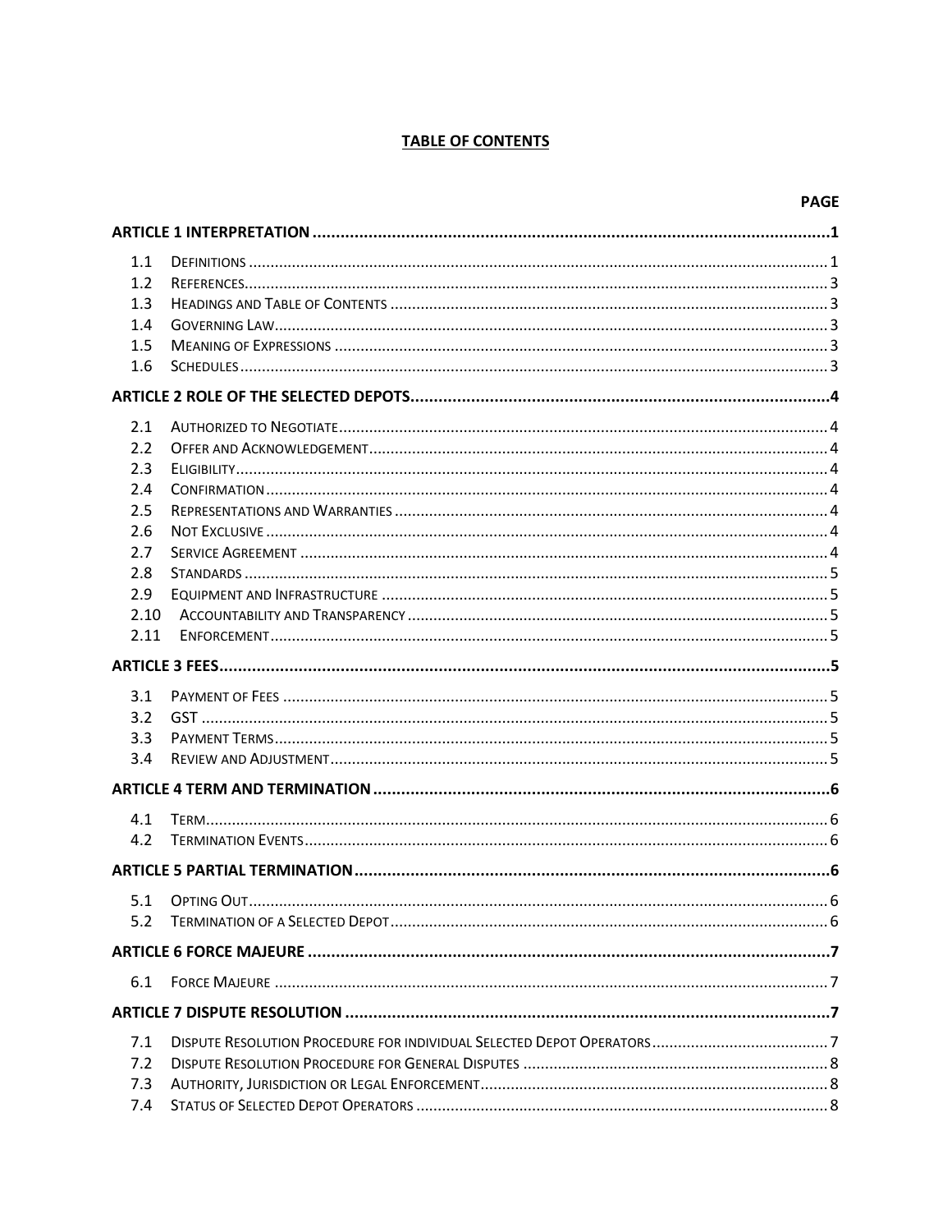## TABLE OF CONTENTS

| | | PAGE |
|---|---|---|
| **ARTICLE 1 INTERPRETATION** | | **1** |
| 1.1 | DEFINITIONS | 1 |
| 1.2 | REFERENCES | 3 |
| 1.3 | HEADINGS AND TABLE OF CONTENTS | 3 |
| 1.4 | GOVERNING LAW | 3 |
| 1.5 | MEANING OF EXPRESSIONS | 3 |
| 1.6 | SCHEDULES | 3 |
| **ARTICLE 2 ROLE OF THE SELECTED DEPOTS** | | **4** |
| 2.1 | AUTHORIZED TO NEGOTIATE | 4 |
| 2.2 | OFFER AND ACKNOWLEDGEMENT | 4 |
| 2.3 | ELIGIBILITY | 4 |
| 2.4 | CONFIRMATION | 4 |
| 2.5 | REPRESENTATIONS AND WARRANTIES | 4 |
| 2.6 | NOT EXCLUSIVE | 4 |
| 2.7 | SERVICE AGREEMENT | 4 |
| 2.8 | STANDARDS | 5 |
| 2.9 | EQUIPMENT AND INFRASTRUCTURE | 5 |
| 2.10 | ACCOUNTABILITY AND TRANSPARENCY | 5 |
| 2.11 | ENFORCEMENT | 5 |
| **ARTICLE 3 FEES** | | **5** |
| 3.1 | PAYMENT OF FEES | 5 |
| 3.2 | GST | 5 |
| 3.3 | PAYMENT TERMS | 5 |
| 3.4 | REVIEW AND ADJUSTMENT | 5 |
| **ARTICLE 4 TERM AND TERMINATION** | | **6** |
| 4.1 | TERM | 6 |
| 4.2 | TERMINATION EVENTS | 6 |
| **ARTICLE 5 PARTIAL TERMINATION** | | **6** |
| 5.1 | OPTING OUT | 6 |
| 5.2 | TERMINATION OF A SELECTED DEPOT | 6 |
| **ARTICLE 6 FORCE MAJEURE** | | **7** |
| 6.1 | FORCE MAJEURE | 7 |
| **ARTICLE 7 DISPUTE RESOLUTION** | | **7** |
| 7.1 | DISPUTE RESOLUTION PROCEDURE FOR INDIVIDUAL SELECTED DEPOT OPERATORS | 7 |
| 7.2 | DISPUTE RESOLUTION PROCEDURE FOR GENERAL DISPUTES | 8 |
| 7.3 | AUTHORITY, JURISDICTION OR LEGAL ENFORCEMENT | 8 |
| 7.4 | STATUS OF SELECTED DEPOT OPERATORS | 8 |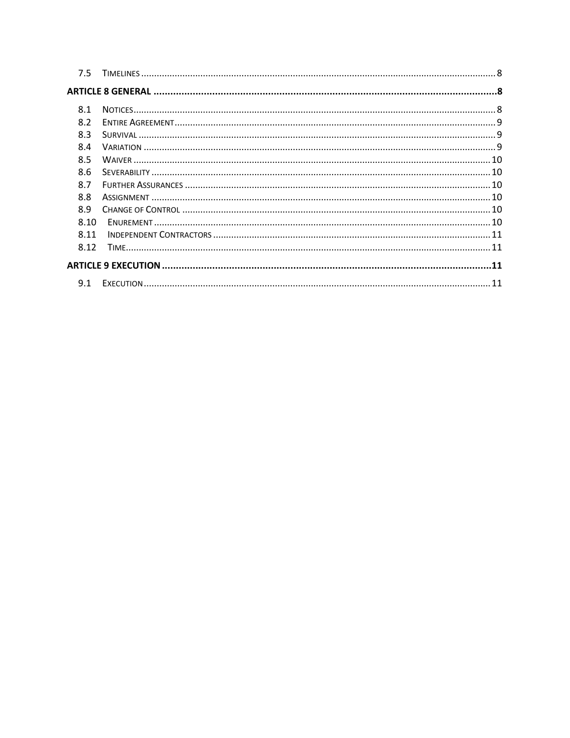7.5 Timelines ........ 8

**ARTICLE 8 GENERAL ........ 8**

8.1 Notices ........ 8
8.2 Entire Agreement ........ 9
8.3 Survival ........ 9
8.4 Variation ........ 9
8.5 Waiver ........ 10
8.6 Severability ........ 10
8.7 Further Assurances ........ 10
8.8 Assignment ........ 10
8.9 Change of Control ........ 10
8.10 Enurement ........ 10
8.11 Independent Contractors ........ 11
8.12 Time ........ 11

**ARTICLE 9 EXECUTION ........ 11**

9.1 Execution ........ 11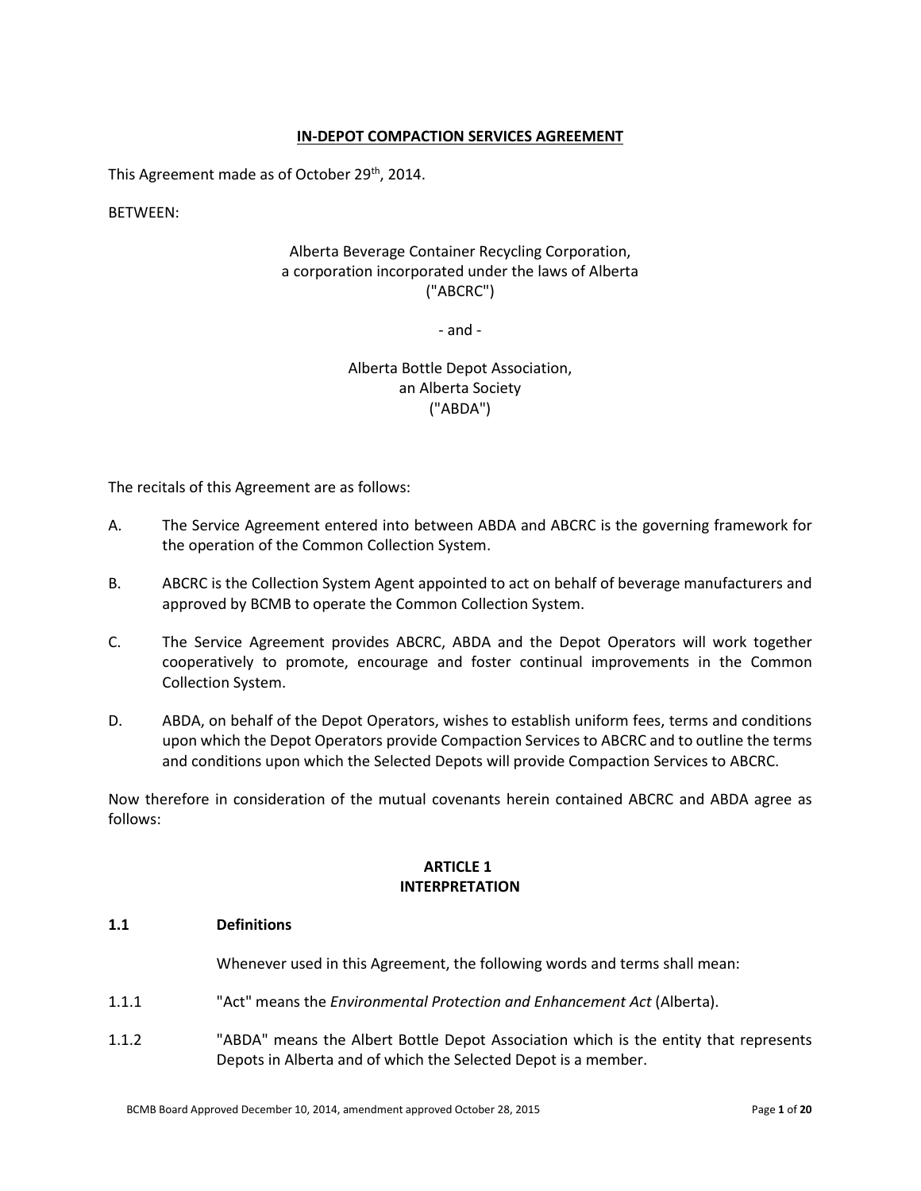# IN-DEPOT COMPACTION SERVICES AGREEMENT

This Agreement made as of October 29th, 2014.

BETWEEN:

Alberta Beverage Container Recycling Corporation,
a corporation incorporated under the laws of Alberta
("ABCRC")

\- and -

Alberta Bottle Depot Association,
an Alberta Society
("ABDA")

The recitals of this Agreement are as follows:

A. The Service Agreement entered into between ABDA and ABCRC is the governing framework for the operation of the Common Collection System.

B. ABCRC is the Collection System Agent appointed to act on behalf of beverage manufacturers and approved by BCMB to operate the Common Collection System.

C. The Service Agreement provides ABCRC, ABDA and the Depot Operators will work together cooperatively to promote, encourage and foster continual improvements in the Common Collection System.

D. ABDA, on behalf of the Depot Operators, wishes to establish uniform fees, terms and conditions upon which the Depot Operators provide Compaction Services to ABCRC and to outline the terms and conditions upon which the Selected Depots will provide Compaction Services to ABCRC.

Now therefore in consideration of the mutual covenants herein contained ABCRC and ABDA agree as follows:

## ARTICLE 1
## INTERPRETATION

**1.1 Definitions**

Whenever used in this Agreement, the following words and terms shall mean:

1.1.1 "Act" means the *Environmental Protection and Enhancement Act* (Alberta).

1.1.2 "ABDA" means the Albert Bottle Depot Association which is the entity that represents Depots in Alberta and of which the Selected Depot is a member.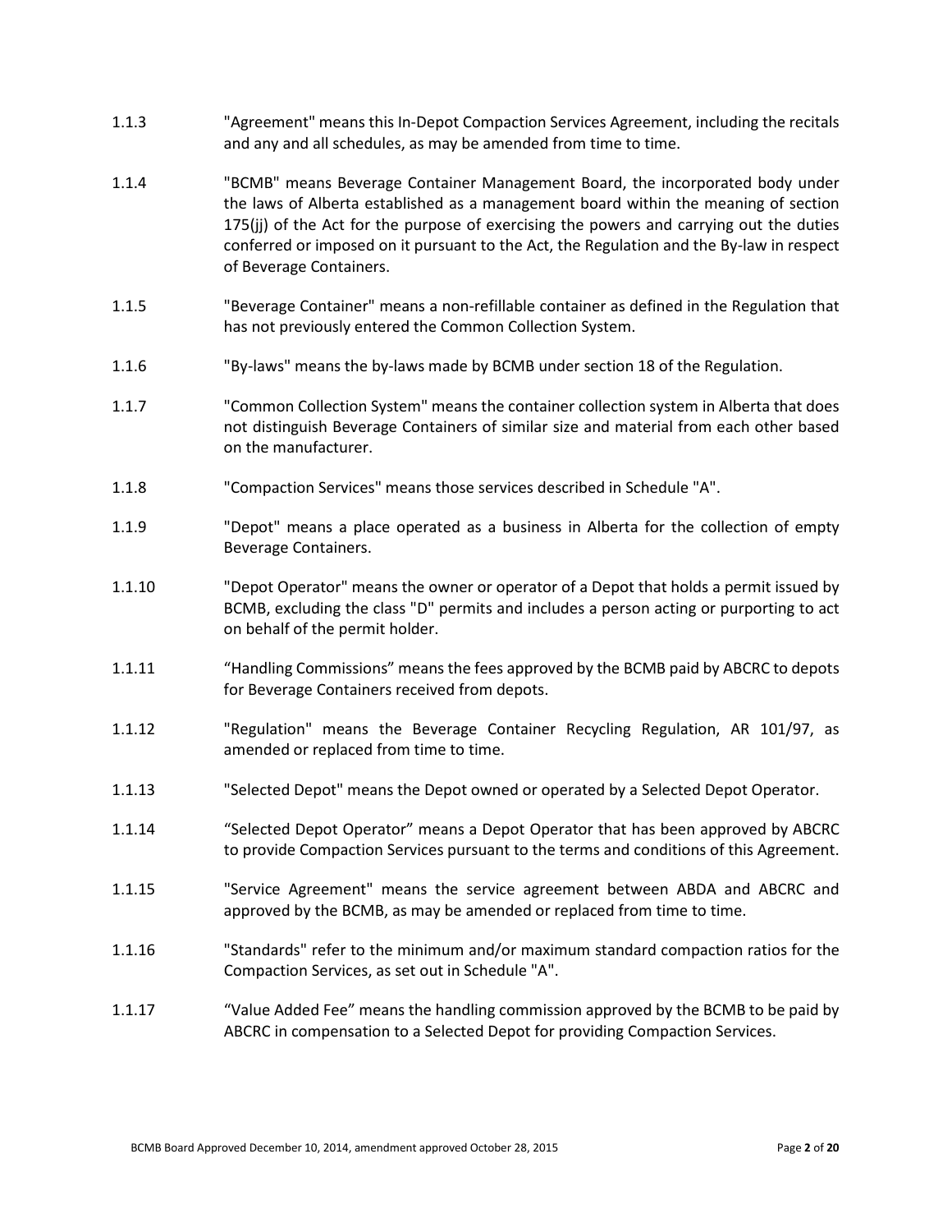1.1.3 "Agreement" means this In-Depot Compaction Services Agreement, including the recitals and any and all schedules, as may be amended from time to time.

1.1.4 "BCMB" means Beverage Container Management Board, the incorporated body under the laws of Alberta established as a management board within the meaning of section 175(jj) of the Act for the purpose of exercising the powers and carrying out the duties conferred or imposed on it pursuant to the Act, the Regulation and the By-law in respect of Beverage Containers.

1.1.5 "Beverage Container" means a non-refillable container as defined in the Regulation that has not previously entered the Common Collection System.

1.1.6 "By-laws" means the by-laws made by BCMB under section 18 of the Regulation.

1.1.7 "Common Collection System" means the container collection system in Alberta that does not distinguish Beverage Containers of similar size and material from each other based on the manufacturer.

1.1.8 "Compaction Services" means those services described in Schedule "A".

1.1.9 "Depot" means a place operated as a business in Alberta for the collection of empty Beverage Containers.

1.1.10 "Depot Operator" means the owner or operator of a Depot that holds a permit issued by BCMB, excluding the class "D" permits and includes a person acting or purporting to act on behalf of the permit holder.

1.1.11 "Handling Commissions" means the fees approved by the BCMB paid by ABCRC to depots for Beverage Containers received from depots.

1.1.12 "Regulation" means the Beverage Container Recycling Regulation, AR 101/97, as amended or replaced from time to time.

1.1.13 "Selected Depot" means the Depot owned or operated by a Selected Depot Operator.

1.1.14 "Selected Depot Operator" means a Depot Operator that has been approved by ABCRC to provide Compaction Services pursuant to the terms and conditions of this Agreement.

1.1.15 "Service Agreement" means the service agreement between ABDA and ABCRC and approved by the BCMB, as may be amended or replaced from time to time.

1.1.16 "Standards" refer to the minimum and/or maximum standard compaction ratios for the Compaction Services, as set out in Schedule "A".

1.1.17 "Value Added Fee" means the handling commission approved by the BCMB to be paid by ABCRC in compensation to a Selected Depot for providing Compaction Services.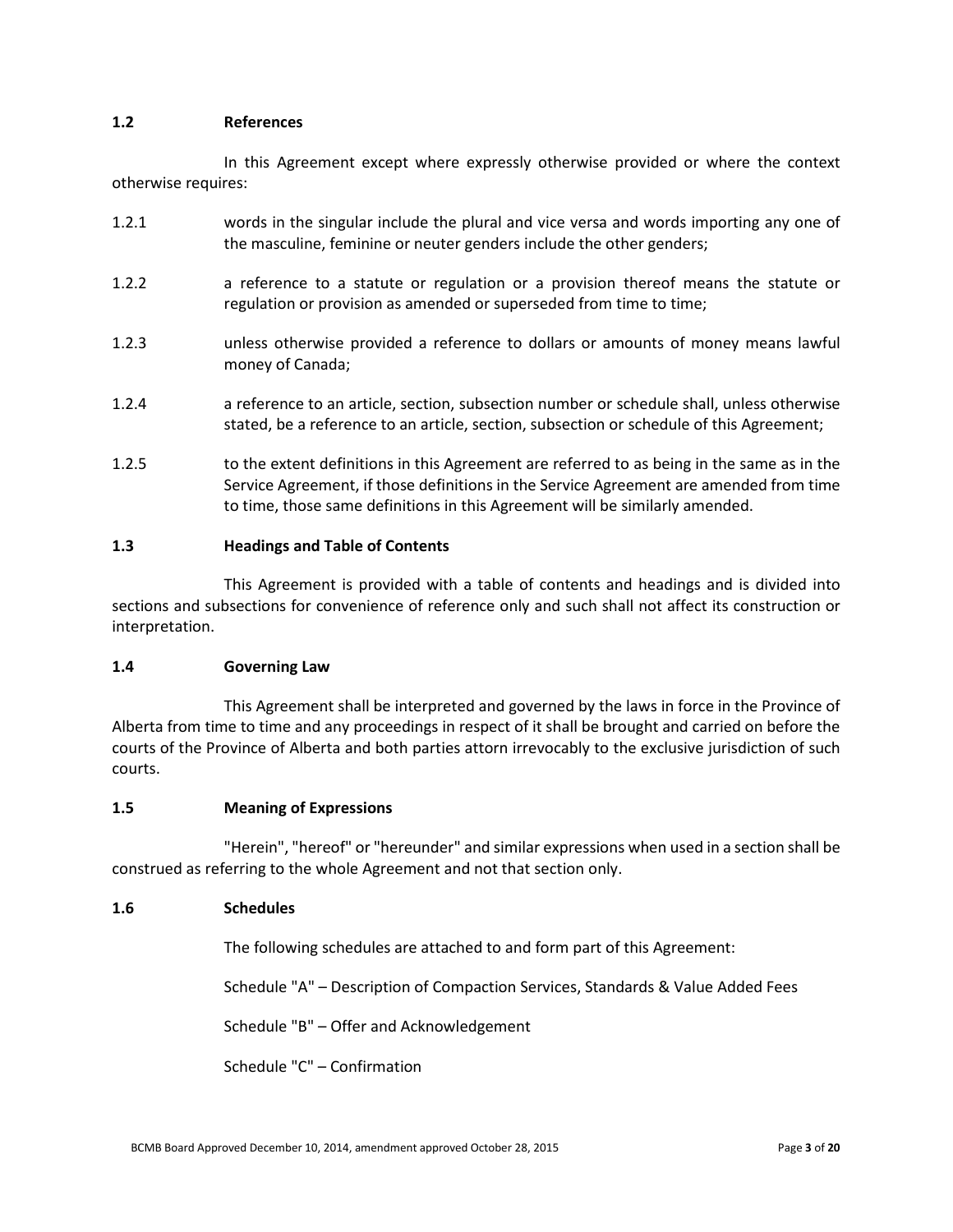### 1.2 References

In this Agreement except where expressly otherwise provided or where the context otherwise requires:

1.2.1 words in the singular include the plural and vice versa and words importing any one of the masculine, feminine or neuter genders include the other genders;

1.2.2 a reference to a statute or regulation or a provision thereof means the statute or regulation or provision as amended or superseded from time to time;

1.2.3 unless otherwise provided a reference to dollars or amounts of money means lawful money of Canada;

1.2.4 a reference to an article, section, subsection number or schedule shall, unless otherwise stated, be a reference to an article, section, subsection or schedule of this Agreement;

1.2.5 to the extent definitions in this Agreement are referred to as being in the same as in the Service Agreement, if those definitions in the Service Agreement are amended from time to time, those same definitions in this Agreement will be similarly amended.

### 1.3 Headings and Table of Contents

This Agreement is provided with a table of contents and headings and is divided into sections and subsections for convenience of reference only and such shall not affect its construction or interpretation.

### 1.4 Governing Law

This Agreement shall be interpreted and governed by the laws in force in the Province of Alberta from time to time and any proceedings in respect of it shall be brought and carried on before the courts of the Province of Alberta and both parties attorn irrevocably to the exclusive jurisdiction of such courts.

### 1.5 Meaning of Expressions

"Herein", "hereof" or "hereunder" and similar expressions when used in a section shall be construed as referring to the whole Agreement and not that section only.

### 1.6 Schedules

The following schedules are attached to and form part of this Agreement:

Schedule "A" – Description of Compaction Services, Standards & Value Added Fees

Schedule "B" – Offer and Acknowledgement

Schedule "C" – Confirmation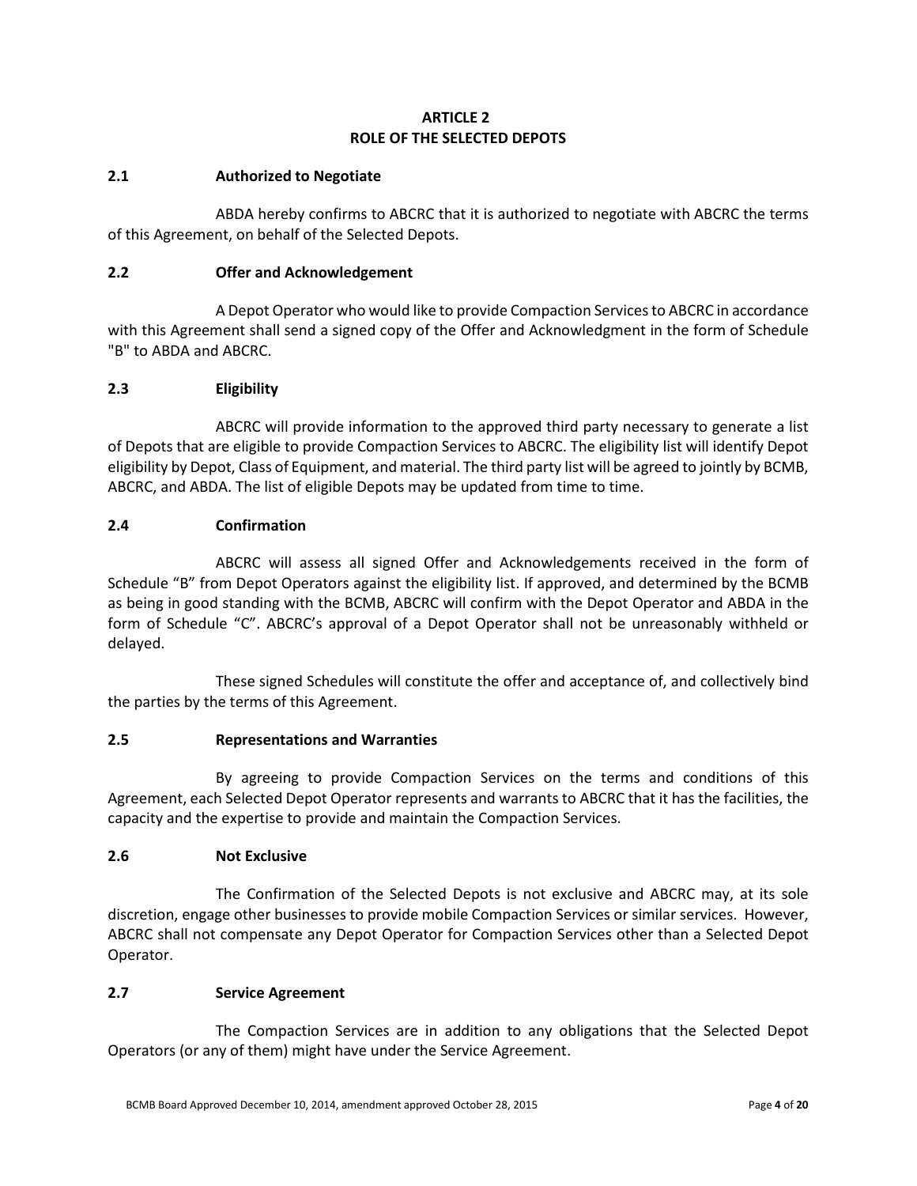# ARTICLE 2
# ROLE OF THE SELECTED DEPOTS

## 2.1 Authorized to Negotiate

ABDA hereby confirms to ABCRC that it is authorized to negotiate with ABCRC the terms of this Agreement, on behalf of the Selected Depots.

## 2.2 Offer and Acknowledgement

A Depot Operator who would like to provide Compaction Services to ABCRC in accordance with this Agreement shall send a signed copy of the Offer and Acknowledgment in the form of Schedule "B" to ABDA and ABCRC.

## 2.3 Eligibility

ABCRC will provide information to the approved third party necessary to generate a list of Depots that are eligible to provide Compaction Services to ABCRC. The eligibility list will identify Depot eligibility by Depot, Class of Equipment, and material. The third party list will be agreed to jointly by BCMB, ABCRC, and ABDA. The list of eligible Depots may be updated from time to time.

## 2.4 Confirmation

ABCRC will assess all signed Offer and Acknowledgements received in the form of Schedule "B" from Depot Operators against the eligibility list. If approved, and determined by the BCMB as being in good standing with the BCMB, ABCRC will confirm with the Depot Operator and ABDA in the form of Schedule "C". ABCRC's approval of a Depot Operator shall not be unreasonably withheld or delayed.

These signed Schedules will constitute the offer and acceptance of, and collectively bind the parties by the terms of this Agreement.

## 2.5 Representations and Warranties

By agreeing to provide Compaction Services on the terms and conditions of this Agreement, each Selected Depot Operator represents and warrants to ABCRC that it has the facilities, the capacity and the expertise to provide and maintain the Compaction Services.

## 2.6 Not Exclusive

The Confirmation of the Selected Depots is not exclusive and ABCRC may, at its sole discretion, engage other businesses to provide mobile Compaction Services or similar services. However, ABCRC shall not compensate any Depot Operator for Compaction Services other than a Selected Depot Operator.

## 2.7 Service Agreement

The Compaction Services are in addition to any obligations that the Selected Depot Operators (or any of them) might have under the Service Agreement.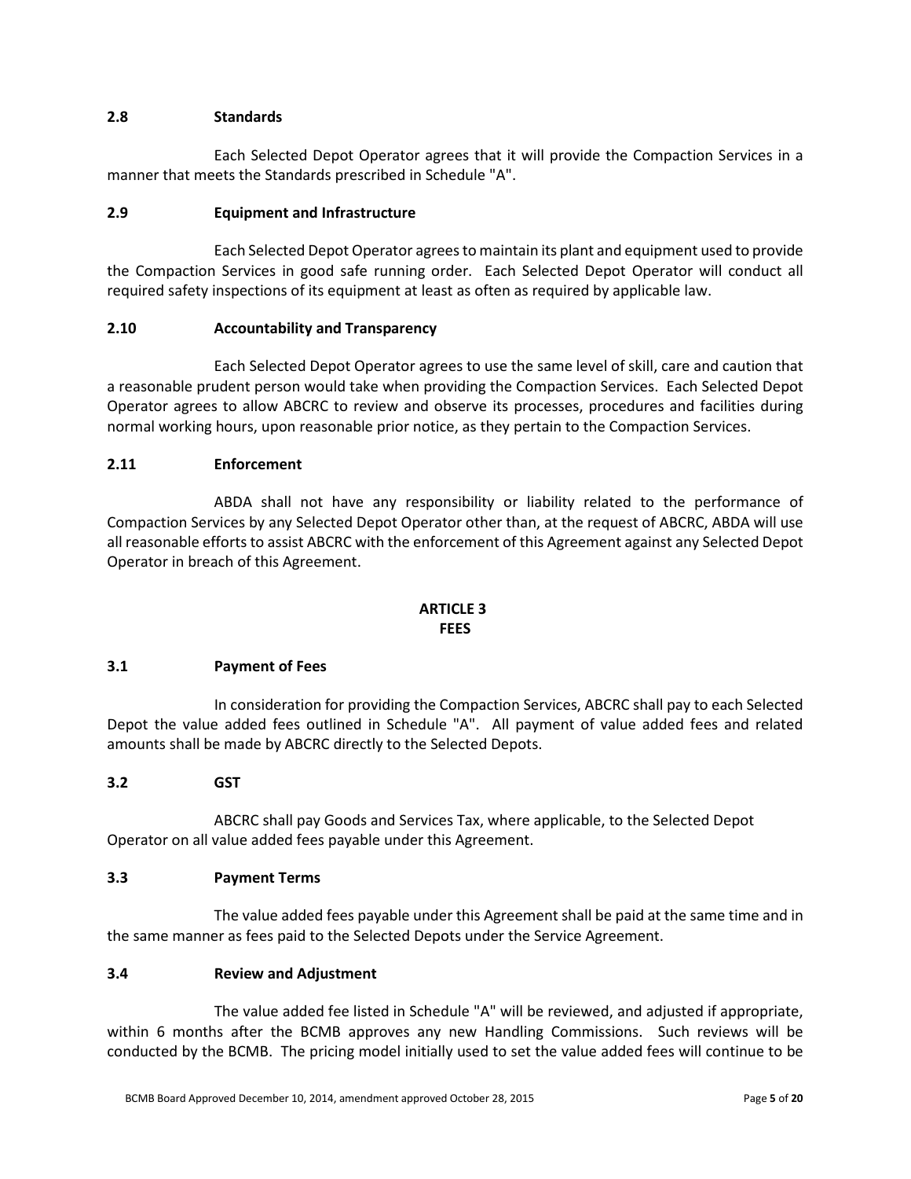### 2.8 Standards

Each Selected Depot Operator agrees that it will provide the Compaction Services in a manner that meets the Standards prescribed in Schedule "A".

### 2.9 Equipment and Infrastructure

Each Selected Depot Operator agrees to maintain its plant and equipment used to provide the Compaction Services in good safe running order. Each Selected Depot Operator will conduct all required safety inspections of its equipment at least as often as required by applicable law.

### 2.10 Accountability and Transparency

Each Selected Depot Operator agrees to use the same level of skill, care and caution that a reasonable prudent person would take when providing the Compaction Services. Each Selected Depot Operator agrees to allow ABCRC to review and observe its processes, procedures and facilities during normal working hours, upon reasonable prior notice, as they pertain to the Compaction Services.

### 2.11 Enforcement

ABDA shall not have any responsibility or liability related to the performance of Compaction Services by any Selected Depot Operator other than, at the request of ABCRC, ABDA will use all reasonable efforts to assist ABCRC with the enforcement of this Agreement against any Selected Depot Operator in breach of this Agreement.

## ARTICLE 3
## FEES

### 3.1 Payment of Fees

In consideration for providing the Compaction Services, ABCRC shall pay to each Selected Depot the value added fees outlined in Schedule "A". All payment of value added fees and related amounts shall be made by ABCRC directly to the Selected Depots.

### 3.2 GST

ABCRC shall pay Goods and Services Tax, where applicable, to the Selected Depot Operator on all value added fees payable under this Agreement.

### 3.3 Payment Terms

The value added fees payable under this Agreement shall be paid at the same time and in the same manner as fees paid to the Selected Depots under the Service Agreement.

### 3.4 Review and Adjustment

The value added fee listed in Schedule "A" will be reviewed, and adjusted if appropriate, within 6 months after the BCMB approves any new Handling Commissions. Such reviews will be conducted by the BCMB. The pricing model initially used to set the value added fees will continue to be

BCMB Board Approved December 10, 2014, amendment approved October 28, 2015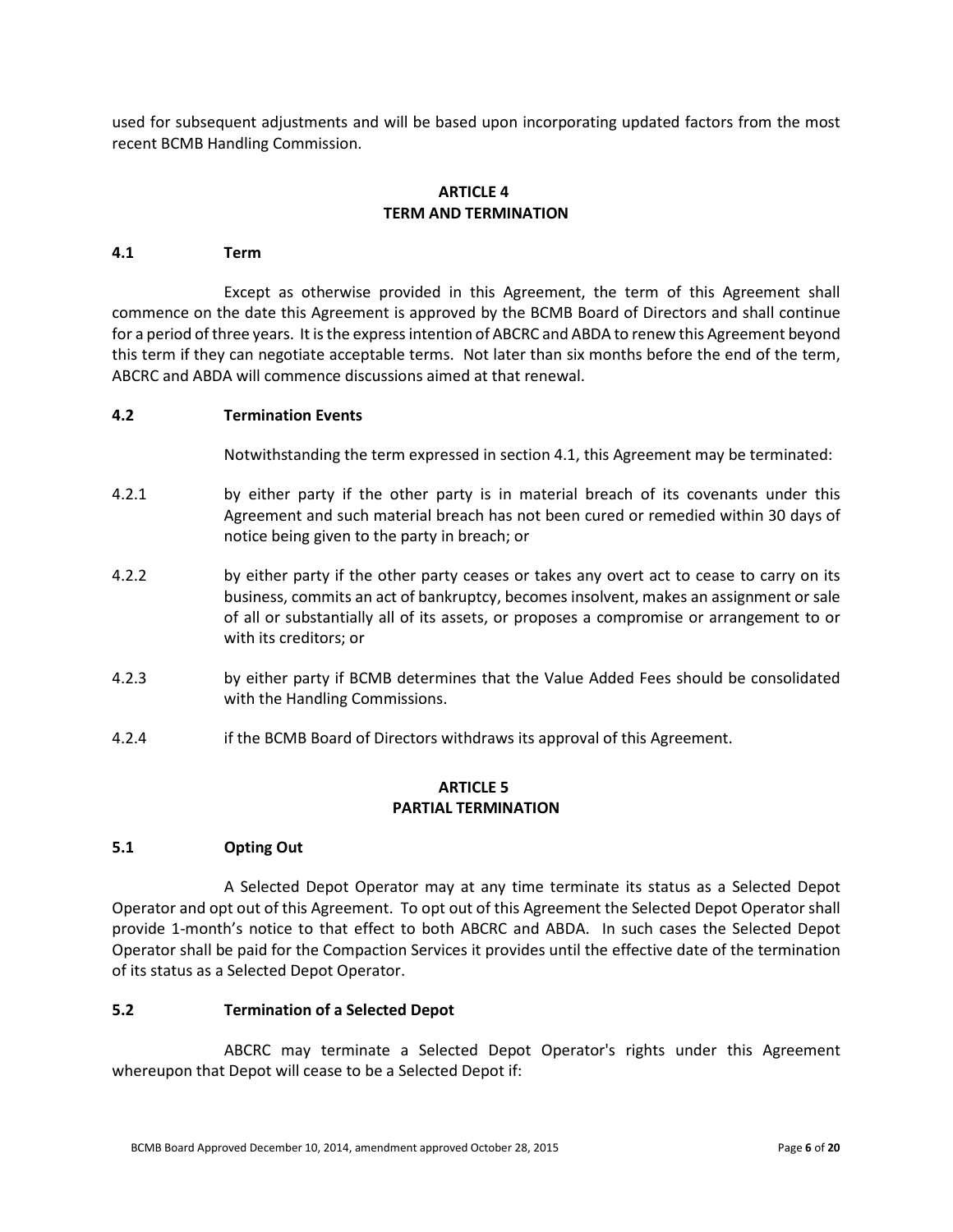used for subsequent adjustments and will be based upon incorporating updated factors from the most recent BCMB Handling Commission.

## ARTICLE 4
## TERM AND TERMINATION

### 4.1 Term

Except as otherwise provided in this Agreement, the term of this Agreement shall commence on the date this Agreement is approved by the BCMB Board of Directors and shall continue for a period of three years. It is the express intention of ABCRC and ABDA to renew this Agreement beyond this term if they can negotiate acceptable terms. Not later than six months before the end of the term, ABCRC and ABDA will commence discussions aimed at that renewal.

### 4.2 Termination Events

Notwithstanding the term expressed in section 4.1, this Agreement may be terminated:

4.2.1 by either party if the other party is in material breach of its covenants under this Agreement and such material breach has not been cured or remedied within 30 days of notice being given to the party in breach; or

4.2.2 by either party if the other party ceases or takes any overt act to cease to carry on its business, commits an act of bankruptcy, becomes insolvent, makes an assignment or sale of all or substantially all of its assets, or proposes a compromise or arrangement to or with its creditors; or

4.2.3 by either party if BCMB determines that the Value Added Fees should be consolidated with the Handling Commissions.

4.2.4 if the BCMB Board of Directors withdraws its approval of this Agreement.

## ARTICLE 5
## PARTIAL TERMINATION

### 5.1 Opting Out

A Selected Depot Operator may at any time terminate its status as a Selected Depot Operator and opt out of this Agreement. To opt out of this Agreement the Selected Depot Operator shall provide 1-month's notice to that effect to both ABCRC and ABDA. In such cases the Selected Depot Operator shall be paid for the Compaction Services it provides until the effective date of the termination of its status as a Selected Depot Operator.

### 5.2 Termination of a Selected Depot

ABCRC may terminate a Selected Depot Operator's rights under this Agreement whereupon that Depot will cease to be a Selected Depot if: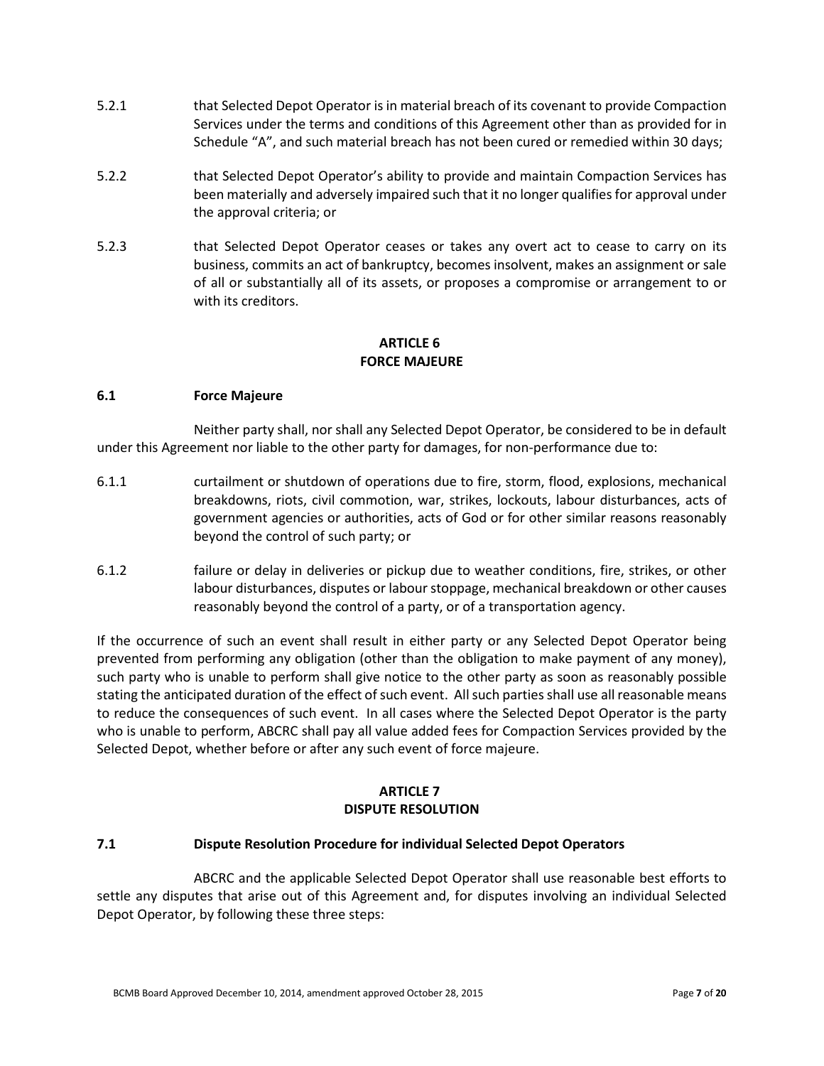5.2.1 that Selected Depot Operator is in material breach of its covenant to provide Compaction Services under the terms and conditions of this Agreement other than as provided for in Schedule "A", and such material breach has not been cured or remedied within 30 days;

5.2.2 that Selected Depot Operator's ability to provide and maintain Compaction Services has been materially and adversely impaired such that it no longer qualifies for approval under the approval criteria; or

5.2.3 that Selected Depot Operator ceases or takes any overt act to cease to carry on its business, commits an act of bankruptcy, becomes insolvent, makes an assignment or sale of all or substantially all of its assets, or proposes a compromise or arrangement to or with its creditors.

## ARTICLE 6
## FORCE MAJEURE

### 6.1 Force Majeure

Neither party shall, nor shall any Selected Depot Operator, be considered to be in default under this Agreement nor liable to the other party for damages, for non-performance due to:

6.1.1 curtailment or shutdown of operations due to fire, storm, flood, explosions, mechanical breakdowns, riots, civil commotion, war, strikes, lockouts, labour disturbances, acts of government agencies or authorities, acts of God or for other similar reasons reasonably beyond the control of such party; or

6.1.2 failure or delay in deliveries or pickup due to weather conditions, fire, strikes, or other labour disturbances, disputes or labour stoppage, mechanical breakdown or other causes reasonably beyond the control of a party, or of a transportation agency.

If the occurrence of such an event shall result in either party or any Selected Depot Operator being prevented from performing any obligation (other than the obligation to make payment of any money), such party who is unable to perform shall give notice to the other party as soon as reasonably possible stating the anticipated duration of the effect of such event. All such parties shall use all reasonable means to reduce the consequences of such event. In all cases where the Selected Depot Operator is the party who is unable to perform, ABCRC shall pay all value added fees for Compaction Services provided by the Selected Depot, whether before or after any such event of force majeure.

## ARTICLE 7
## DISPUTE RESOLUTION

### 7.1 Dispute Resolution Procedure for individual Selected Depot Operators

ABCRC and the applicable Selected Depot Operator shall use reasonable best efforts to settle any disputes that arise out of this Agreement and, for disputes involving an individual Selected Depot Operator, by following these three steps: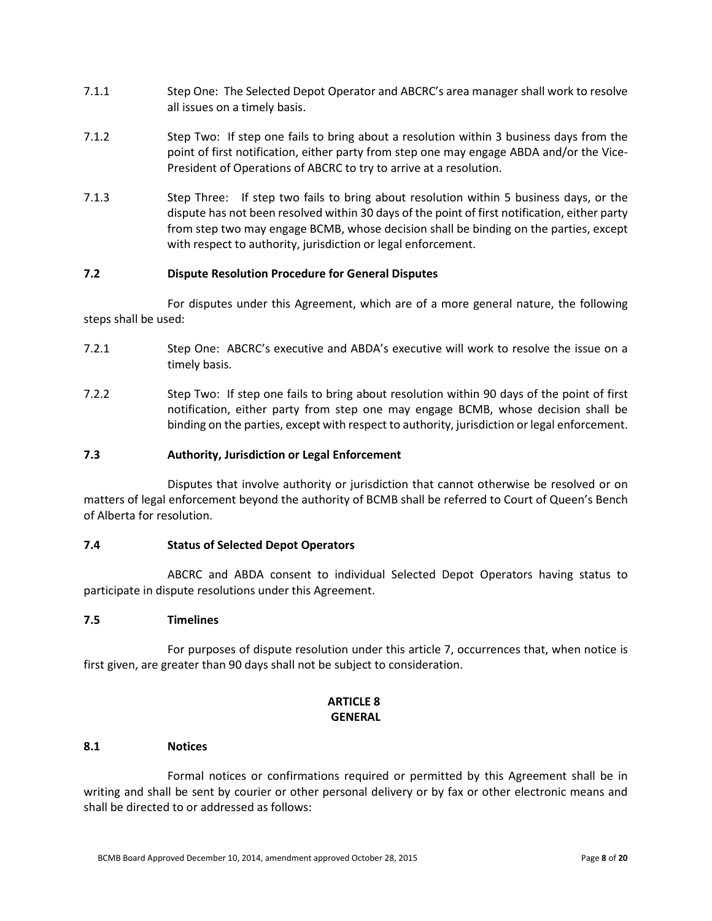7.1.1 Step One: The Selected Depot Operator and ABCRC's area manager shall work to resolve all issues on a timely basis.

7.1.2 Step Two: If step one fails to bring about a resolution within 3 business days from the point of first notification, either party from step one may engage ABDA and/or the Vice-President of Operations of ABCRC to try to arrive at a resolution.

7.1.3 Step Three: If step two fails to bring about resolution within 5 business days, or the dispute has not been resolved within 30 days of the point of first notification, either party from step two may engage BCMB, whose decision shall be binding on the parties, except with respect to authority, jurisdiction or legal enforcement.

**7.2 Dispute Resolution Procedure for General Disputes**

For disputes under this Agreement, which are of a more general nature, the following steps shall be used:

7.2.1 Step One: ABCRC's executive and ABDA's executive will work to resolve the issue on a timely basis.

7.2.2 Step Two: If step one fails to bring about resolution within 90 days of the point of first notification, either party from step one may engage BCMB, whose decision shall be binding on the parties, except with respect to authority, jurisdiction or legal enforcement.

**7.3 Authority, Jurisdiction or Legal Enforcement**

Disputes that involve authority or jurisdiction that cannot otherwise be resolved or on matters of legal enforcement beyond the authority of BCMB shall be referred to Court of Queen's Bench of Alberta for resolution.

**7.4 Status of Selected Depot Operators**

ABCRC and ABDA consent to individual Selected Depot Operators having status to participate in dispute resolutions under this Agreement.

**7.5 Timelines**

For purposes of dispute resolution under this article 7, occurrences that, when notice is first given, are greater than 90 days shall not be subject to consideration.

## ARTICLE 8
## GENERAL

**8.1 Notices**

Formal notices or confirmations required or permitted by this Agreement shall be in writing and shall be sent by courier or other personal delivery or by fax or other electronic means and shall be directed to or addressed as follows: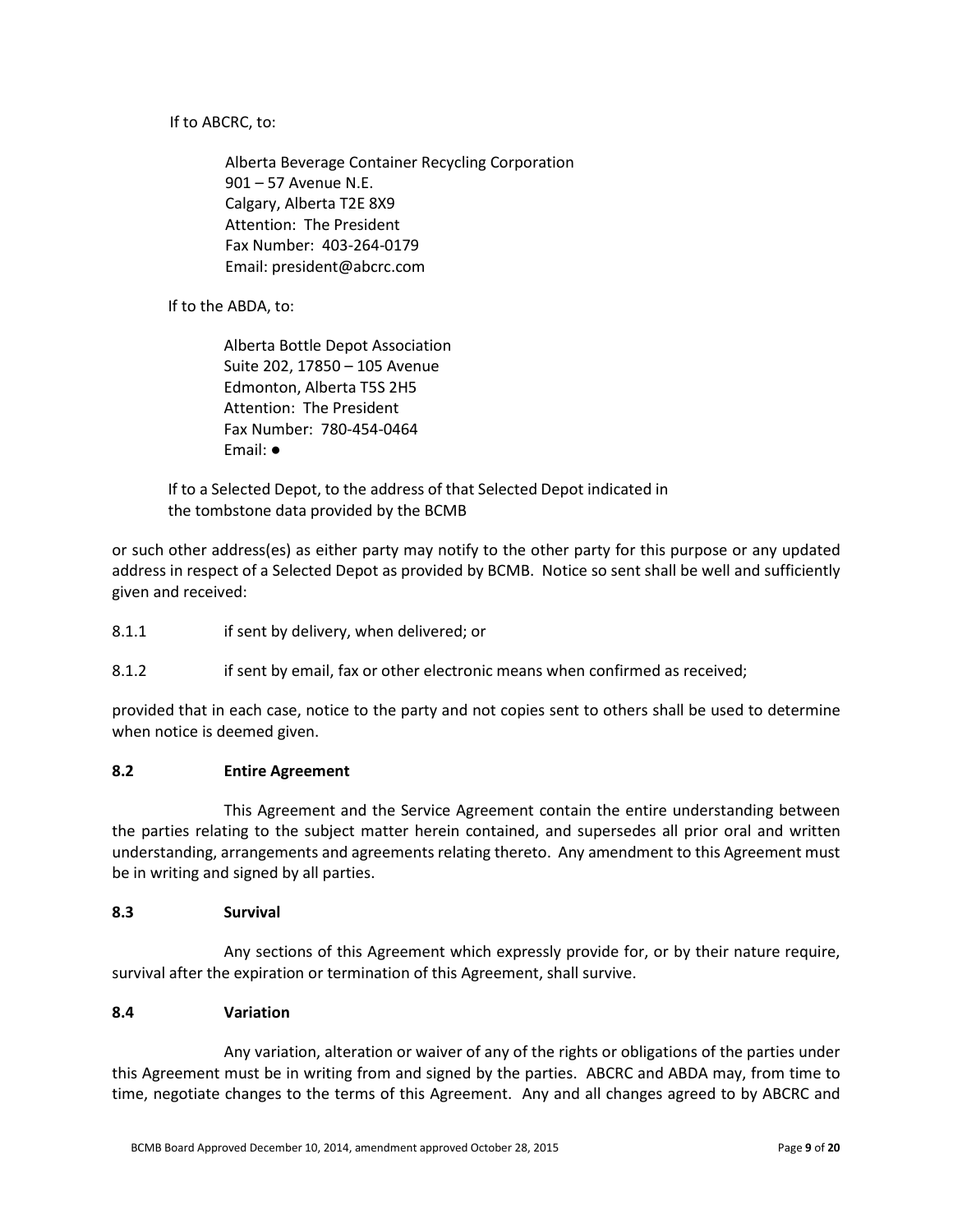If to ABCRC, to:

> Alberta Beverage Container Recycling Corporation
> 901 – 57 Avenue N.E.
> Calgary, Alberta T2E 8X9
> Attention: The President
> Fax Number: 403-264-0179
> Email: president@abcrc.com

If to the ABDA, to:

> Alberta Bottle Depot Association
> Suite 202, 17850 – 105 Avenue
> Edmonton, Alberta T5S 2H5
> Attention: The President
> Fax Number: 780-454-0464
> Email: ●

If to a Selected Depot, to the address of that Selected Depot indicated in the tombstone data provided by the BCMB

or such other address(es) as either party may notify to the other party for this purpose or any updated address in respect of a Selected Depot as provided by BCMB. Notice so sent shall be well and sufficiently given and received:

8.1.1 if sent by delivery, when delivered; or

8.1.2 if sent by email, fax or other electronic means when confirmed as received;

provided that in each case, notice to the party and not copies sent to others shall be used to determine when notice is deemed given.

**8.2 Entire Agreement**

This Agreement and the Service Agreement contain the entire understanding between the parties relating to the subject matter herein contained, and supersedes all prior oral and written understanding, arrangements and agreements relating thereto. Any amendment to this Agreement must be in writing and signed by all parties.

**8.3 Survival**

Any sections of this Agreement which expressly provide for, or by their nature require, survival after the expiration or termination of this Agreement, shall survive.

**8.4 Variation**

Any variation, alteration or waiver of any of the rights or obligations of the parties under this Agreement must be in writing from and signed by the parties. ABCRC and ABDA may, from time to time, negotiate changes to the terms of this Agreement. Any and all changes agreed to by ABCRC and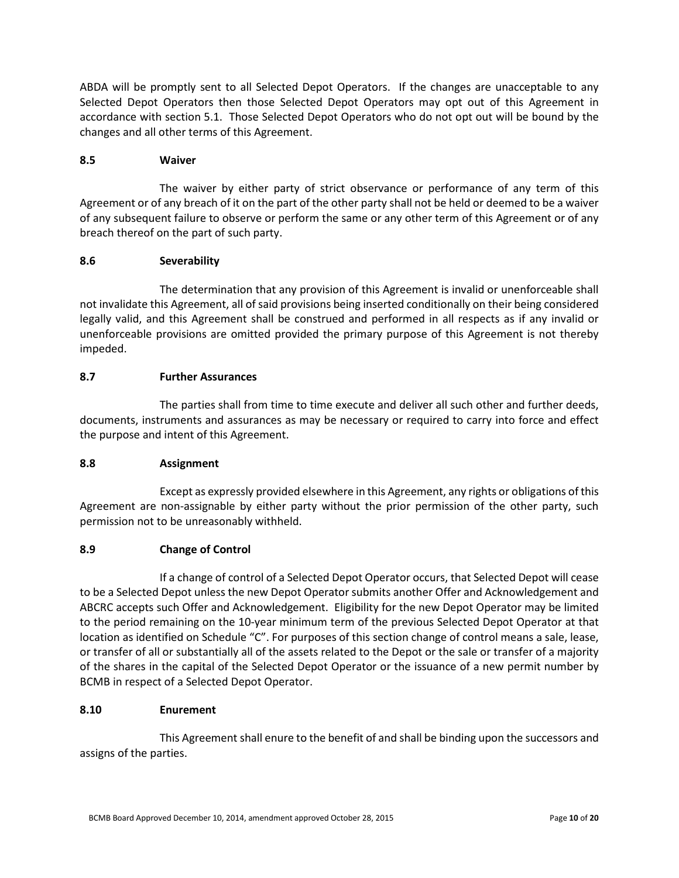ABDA will be promptly sent to all Selected Depot Operators. If the changes are unacceptable to any Selected Depot Operators then those Selected Depot Operators may opt out of this Agreement in accordance with section 5.1. Those Selected Depot Operators who do not opt out will be bound by the changes and all other terms of this Agreement.

### 8.5 Waiver

The waiver by either party of strict observance or performance of any term of this Agreement or of any breach of it on the part of the other party shall not be held or deemed to be a waiver of any subsequent failure to observe or perform the same or any other term of this Agreement or of any breach thereof on the part of such party.

### 8.6 Severability

The determination that any provision of this Agreement is invalid or unenforceable shall not invalidate this Agreement, all of said provisions being inserted conditionally on their being considered legally valid, and this Agreement shall be construed and performed in all respects as if any invalid or unenforceable provisions are omitted provided the primary purpose of this Agreement is not thereby impeded.

### 8.7 Further Assurances

The parties shall from time to time execute and deliver all such other and further deeds, documents, instruments and assurances as may be necessary or required to carry into force and effect the purpose and intent of this Agreement.

### 8.8 Assignment

Except as expressly provided elsewhere in this Agreement, any rights or obligations of this Agreement are non-assignable by either party without the prior permission of the other party, such permission not to be unreasonably withheld.

### 8.9 Change of Control

If a change of control of a Selected Depot Operator occurs, that Selected Depot will cease to be a Selected Depot unless the new Depot Operator submits another Offer and Acknowledgement and ABCRC accepts such Offer and Acknowledgement. Eligibility for the new Depot Operator may be limited to the period remaining on the 10-year minimum term of the previous Selected Depot Operator at that location as identified on Schedule "C". For purposes of this section change of control means a sale, lease, or transfer of all or substantially all of the assets related to the Depot or the sale or transfer of a majority of the shares in the capital of the Selected Depot Operator or the issuance of a new permit number by BCMB in respect of a Selected Depot Operator.

### 8.10 Enurement

This Agreement shall enure to the benefit of and shall be binding upon the successors and assigns of the parties.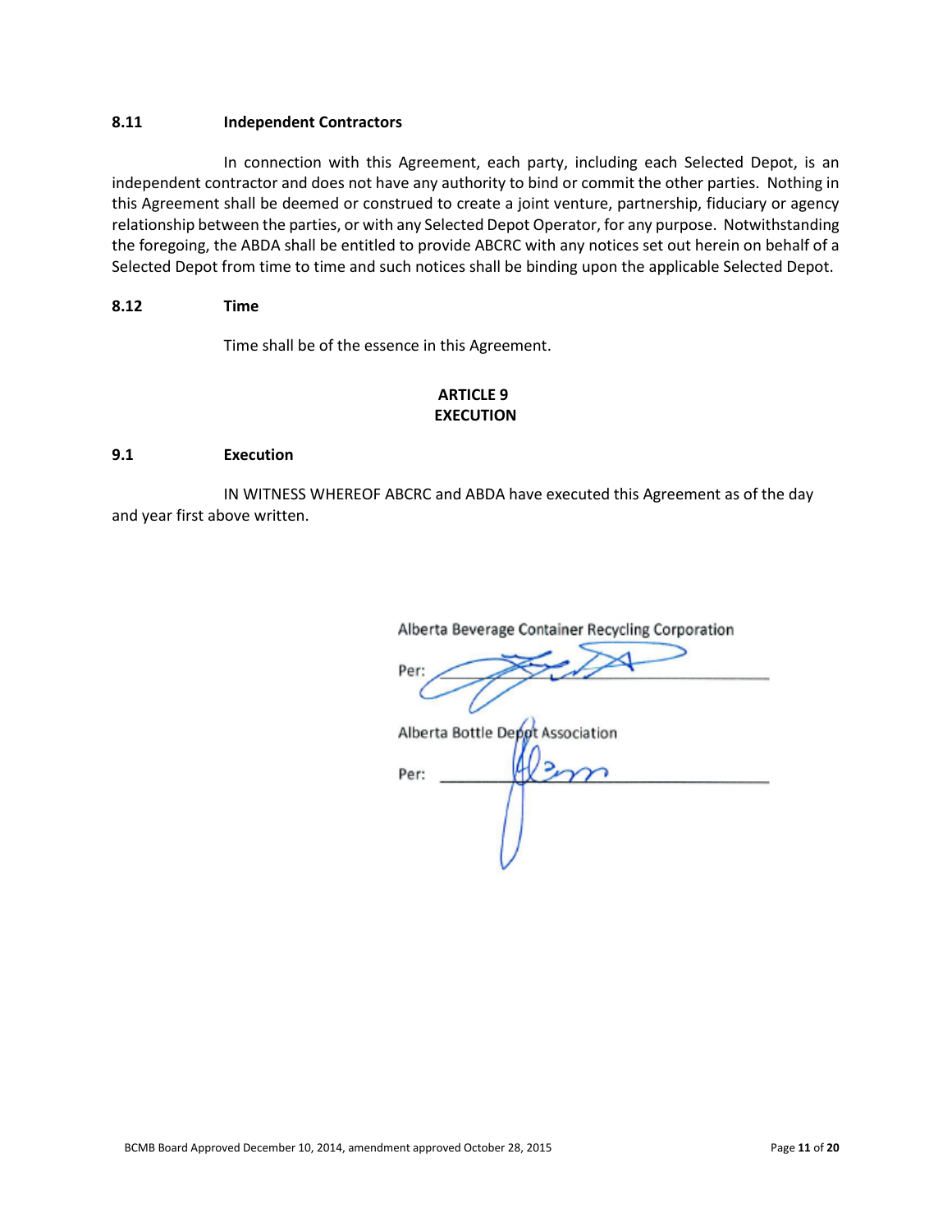### 8.11 Independent Contractors

In connection with this Agreement, each party, including each Selected Depot, is an independent contractor and does not have any authority to bind or commit the other parties. Nothing in this Agreement shall be deemed or construed to create a joint venture, partnership, fiduciary or agency relationship between the parties, or with any Selected Depot Operator, for any purpose. Notwithstanding the foregoing, the ABDA shall be entitled to provide ABCRC with any notices set out herein on behalf of a Selected Depot from time to time and such notices shall be binding upon the applicable Selected Depot.

### 8.12 Time

Time shall be of the essence in this Agreement.

## ARTICLE 9
## EXECUTION

### 9.1 Execution

IN WITNESS WHEREOF ABCRC and ABDA have executed this Agreement as of the day and year first above written.

Alberta Beverage Container Recycling Corporation

Per: ______________________________

Alberta Bottle Depot Association

Per: ______________________________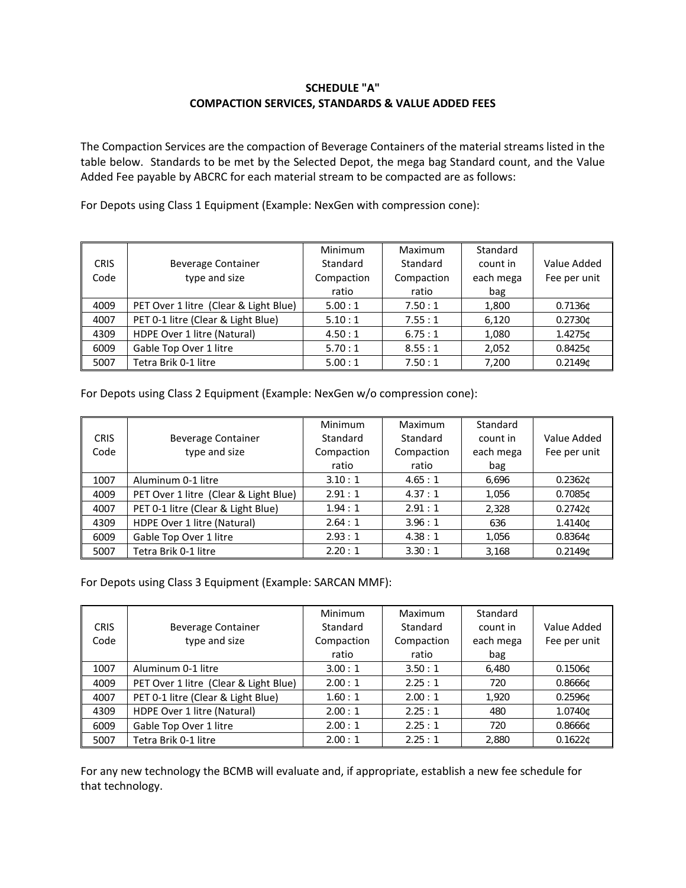# SCHEDULE "A"
# COMPACTION SERVICES, STANDARDS & VALUE ADDED FEES

The Compaction Services are the compaction of Beverage Containers of the material streams listed in the table below. Standards to be met by the Selected Depot, the mega bag Standard count, and the Value Added Fee payable by ABCRC for each material stream to be compacted are as follows:

For Depots using Class 1 Equipment (Example: NexGen with compression cone):

| CRIS Code | Beverage Container type and size | Minimum Standard Compaction ratio | Maximum Standard Compaction ratio | Standard count in each mega bag | Value Added Fee per unit |
|---|---|---|---|---|---|
| 4009 | PET Over 1 litre (Clear & Light Blue) | 5.00 : 1 | 7.50 : 1 | 1,800 | 0.7136¢ |
| 4007 | PET 0-1 litre (Clear & Light Blue) | 5.10 : 1 | 7.55 : 1 | 6,120 | 0.2730¢ |
| 4309 | HDPE Over 1 litre (Natural) | 4.50 : 1 | 6.75 : 1 | 1,080 | 1.4275¢ |
| 6009 | Gable Top Over 1 litre | 5.70 : 1 | 8.55 : 1 | 2,052 | 0.8425¢ |
| 5007 | Tetra Brik 0-1 litre | 5.00 : 1 | 7.50 : 1 | 7,200 | 0.2149¢ |

For Depots using Class 2 Equipment (Example: NexGen w/o compression cone):

| CRIS Code | Beverage Container type and size | Minimum Standard Compaction ratio | Maximum Standard Compaction ratio | Standard count in each mega bag | Value Added Fee per unit |
|---|---|---|---|---|---|
| 1007 | Aluminum 0-1 litre | 3.10 : 1 | 4.65 : 1 | 6,696 | 0.2362¢ |
| 4009 | PET Over 1 litre (Clear & Light Blue) | 2.91 : 1 | 4.37 : 1 | 1,056 | 0.7085¢ |
| 4007 | PET 0-1 litre (Clear & Light Blue) | 1.94 : 1 | 2.91 : 1 | 2,328 | 0.2742¢ |
| 4309 | HDPE Over 1 litre (Natural) | 2.64 : 1 | 3.96 : 1 | 636 | 1.4140¢ |
| 6009 | Gable Top Over 1 litre | 2.93 : 1 | 4.38 : 1 | 1,056 | 0.8364¢ |
| 5007 | Tetra Brik 0-1 litre | 2.20 : 1 | 3.30 : 1 | 3,168 | 0.2149¢ |

For Depots using Class 3 Equipment (Example: SARCAN MMF):

| CRIS Code | Beverage Container type and size | Minimum Standard Compaction ratio | Maximum Standard Compaction ratio | Standard count in each mega bag | Value Added Fee per unit |
|---|---|---|---|---|---|
| 1007 | Aluminum 0-1 litre | 3.00 : 1 | 3.50 : 1 | 6,480 | 0.1506¢ |
| 4009 | PET Over 1 litre (Clear & Light Blue) | 2.00 : 1 | 2.25 : 1 | 720 | 0.8666¢ |
| 4007 | PET 0-1 litre (Clear & Light Blue) | 1.60 : 1 | 2.00 : 1 | 1,920 | 0.2596¢ |
| 4309 | HDPE Over 1 litre (Natural) | 2.00 : 1 | 2.25 : 1 | 480 | 1.0740¢ |
| 6009 | Gable Top Over 1 litre | 2.00 : 1 | 2.25 : 1 | 720 | 0.8666¢ |
| 5007 | Tetra Brik 0-1 litre | 2.00 : 1 | 2.25 : 1 | 2,880 | 0.1622¢ |

For any new technology the BCMB will evaluate and, if appropriate, establish a new fee schedule for that technology.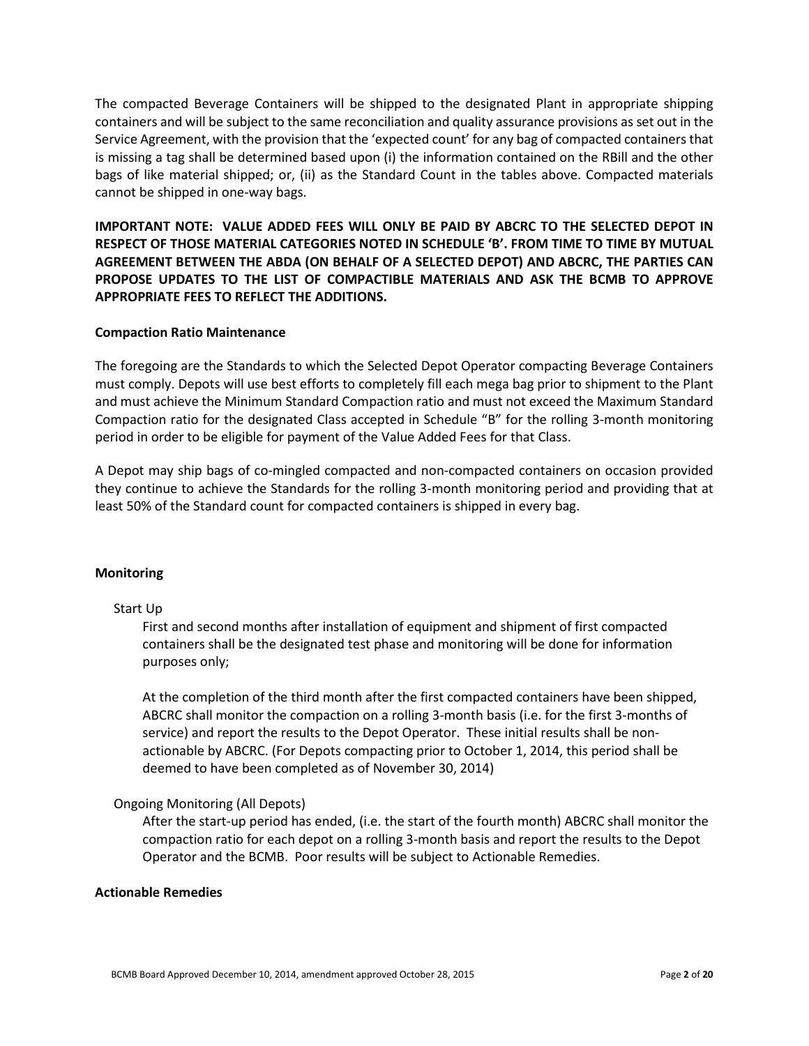The compacted Beverage Containers will be shipped to the designated Plant in appropriate shipping containers and will be subject to the same reconciliation and quality assurance provisions as set out in the Service Agreement, with the provision that the 'expected count' for any bag of compacted containers that is missing a tag shall be determined based upon (i) the information contained on the RBill and the other bags of like material shipped; or, (ii) as the Standard Count in the tables above. Compacted materials cannot be shipped in one-way bags.

**IMPORTANT NOTE: VALUE ADDED FEES WILL ONLY BE PAID BY ABCRC TO THE SELECTED DEPOT IN RESPECT OF THOSE MATERIAL CATEGORIES NOTED IN SCHEDULE 'B'. FROM TIME TO TIME BY MUTUAL AGREEMENT BETWEEN THE ABDA (ON BEHALF OF A SELECTED DEPOT) AND ABCRC, THE PARTIES CAN PROPOSE UPDATES TO THE LIST OF COMPACTIBLE MATERIALS AND ASK THE BCMB TO APPROVE APPROPRIATE FEES TO REFLECT THE ADDITIONS.**

**Compaction Ratio Maintenance**

The foregoing are the Standards to which the Selected Depot Operator compacting Beverage Containers must comply. Depots will use best efforts to completely fill each mega bag prior to shipment to the Plant and must achieve the Minimum Standard Compaction ratio and must not exceed the Maximum Standard Compaction ratio for the designated Class accepted in Schedule "B" for the rolling 3-month monitoring period in order to be eligible for payment of the Value Added Fees for that Class.

A Depot may ship bags of co-mingled compacted and non-compacted containers on occasion provided they continue to achieve the Standards for the rolling 3-month monitoring period and providing that at least 50% of the Standard count for compacted containers is shipped in every bag.

**Monitoring**

Start Up

First and second months after installation of equipment and shipment of first compacted containers shall be the designated test phase and monitoring will be done for information purposes only;

At the completion of the third month after the first compacted containers have been shipped, ABCRC shall monitor the compaction on a rolling 3-month basis (i.e. for the first 3-months of service) and report the results to the Depot Operator. These initial results shall be non-actionable by ABCRC. (For Depots compacting prior to October 1, 2014, this period shall be deemed to have been completed as of November 30, 2014)

Ongoing Monitoring (All Depots)

After the start-up period has ended, (i.e. the start of the fourth month) ABCRC shall monitor the compaction ratio for each depot on a rolling 3-month basis and report the results to the Depot Operator and the BCMB. Poor results will be subject to Actionable Remedies.

**Actionable Remedies**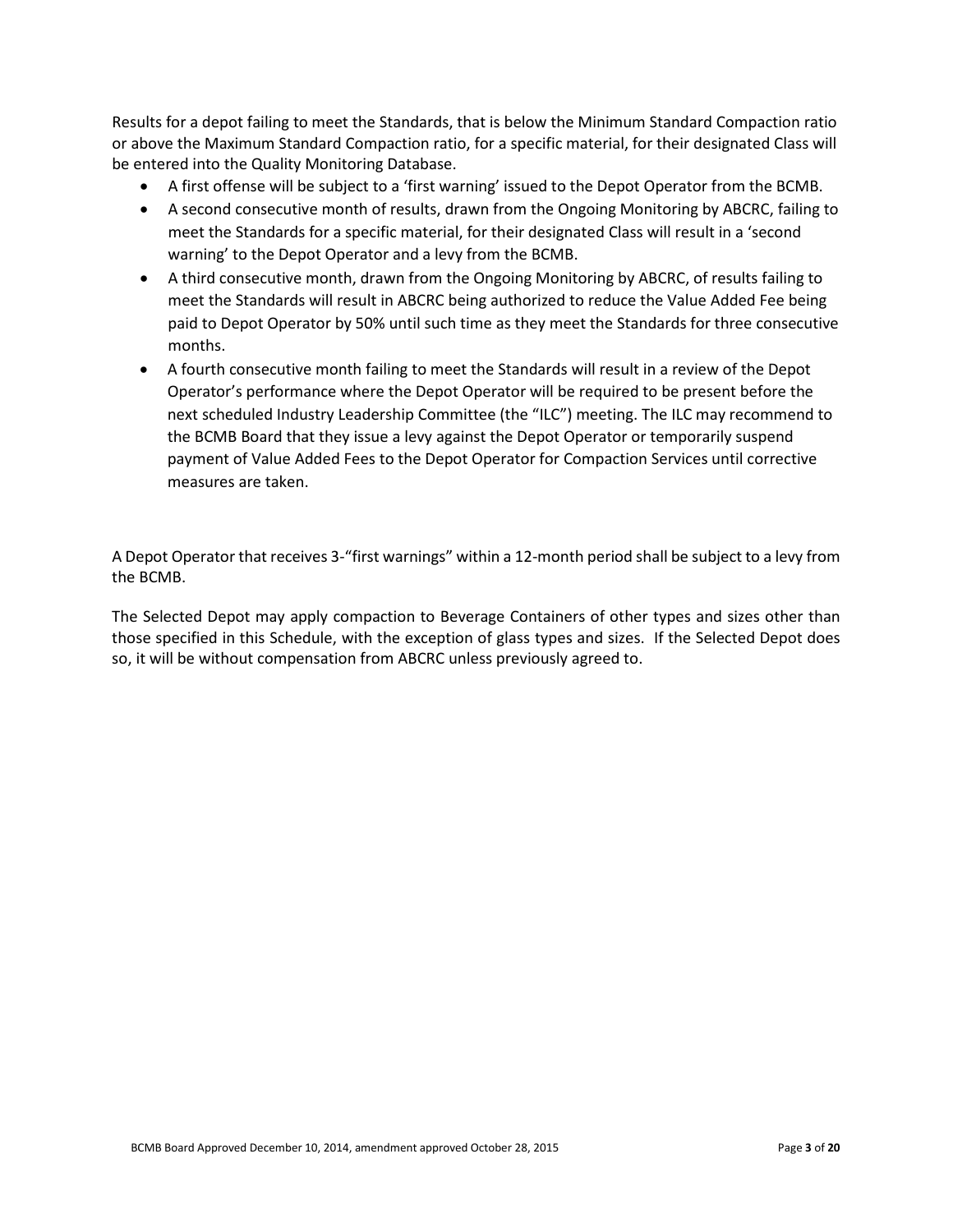Results for a depot failing to meet the Standards, that is below the Minimum Standard Compaction ratio or above the Maximum Standard Compaction ratio, for a specific material, for their designated Class will be entered into the Quality Monitoring Database.

- A first offense will be subject to a 'first warning' issued to the Depot Operator from the BCMB.
- A second consecutive month of results, drawn from the Ongoing Monitoring by ABCRC, failing to meet the Standards for a specific material, for their designated Class will result in a 'second warning' to the Depot Operator and a levy from the BCMB.
- A third consecutive month, drawn from the Ongoing Monitoring by ABCRC, of results failing to meet the Standards will result in ABCRC being authorized to reduce the Value Added Fee being paid to Depot Operator by 50% until such time as they meet the Standards for three consecutive months.
- A fourth consecutive month failing to meet the Standards will result in a review of the Depot Operator's performance where the Depot Operator will be required to be present before the next scheduled Industry Leadership Committee (the "ILC") meeting. The ILC may recommend to the BCMB Board that they issue a levy against the Depot Operator or temporarily suspend payment of Value Added Fees to the Depot Operator for Compaction Services until corrective measures are taken.

A Depot Operator that receives 3-"first warnings" within a 12-month period shall be subject to a levy from the BCMB.

The Selected Depot may apply compaction to Beverage Containers of other types and sizes other than those specified in this Schedule, with the exception of glass types and sizes. If the Selected Depot does so, it will be without compensation from ABCRC unless previously agreed to.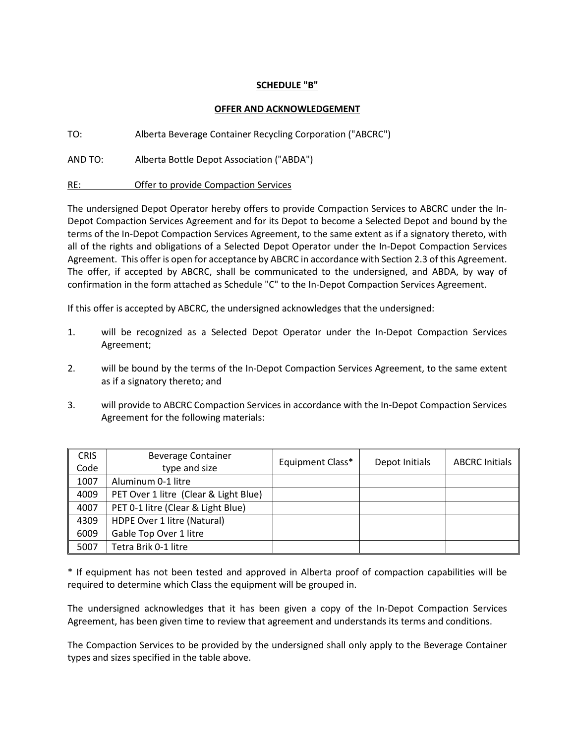**SCHEDULE "B"**

**OFFER AND ACKNOWLEDGEMENT**

TO: Alberta Beverage Container Recycling Corporation ("ABCRC")

AND TO: Alberta Bottle Depot Association ("ABDA")

RE: Offer to provide Compaction Services

The undersigned Depot Operator hereby offers to provide Compaction Services to ABCRC under the In-Depot Compaction Services Agreement and for its Depot to become a Selected Depot and bound by the terms of the In-Depot Compaction Services Agreement, to the same extent as if a signatory thereto, with all of the rights and obligations of a Selected Depot Operator under the In-Depot Compaction Services Agreement. This offer is open for acceptance by ABCRC in accordance with Section 2.3 of this Agreement. The offer, if accepted by ABCRC, shall be communicated to the undersigned, and ABDA, by way of confirmation in the form attached as Schedule "C" to the In-Depot Compaction Services Agreement.

If this offer is accepted by ABCRC, the undersigned acknowledges that the undersigned:

1. will be recognized as a Selected Depot Operator under the In-Depot Compaction Services Agreement;
2. will be bound by the terms of the In-Depot Compaction Services Agreement, to the same extent as if a signatory thereto; and
3. will provide to ABCRC Compaction Services in accordance with the In-Depot Compaction Services Agreement for the following materials:

| CRIS Code | Beverage Container type and size | Equipment Class* | Depot Initials | ABCRC Initials |
|---|---|---|---|---|
| 1007 | Aluminum 0-1 litre | | | |
| 4009 | PET Over 1 litre (Clear & Light Blue) | | | |
| 4007 | PET 0-1 litre (Clear & Light Blue) | | | |
| 4309 | HDPE Over 1 litre (Natural) | | | |
| 6009 | Gable Top Over 1 litre | | | |
| 5007 | Tetra Brik 0-1 litre | | | |

* If equipment has not been tested and approved in Alberta proof of compaction capabilities will be required to determine which Class the equipment will be grouped in.

The undersigned acknowledges that it has been given a copy of the In-Depot Compaction Services Agreement, has been given time to review that agreement and understands its terms and conditions.

The Compaction Services to be provided by the undersigned shall only apply to the Beverage Container types and sizes specified in the table above.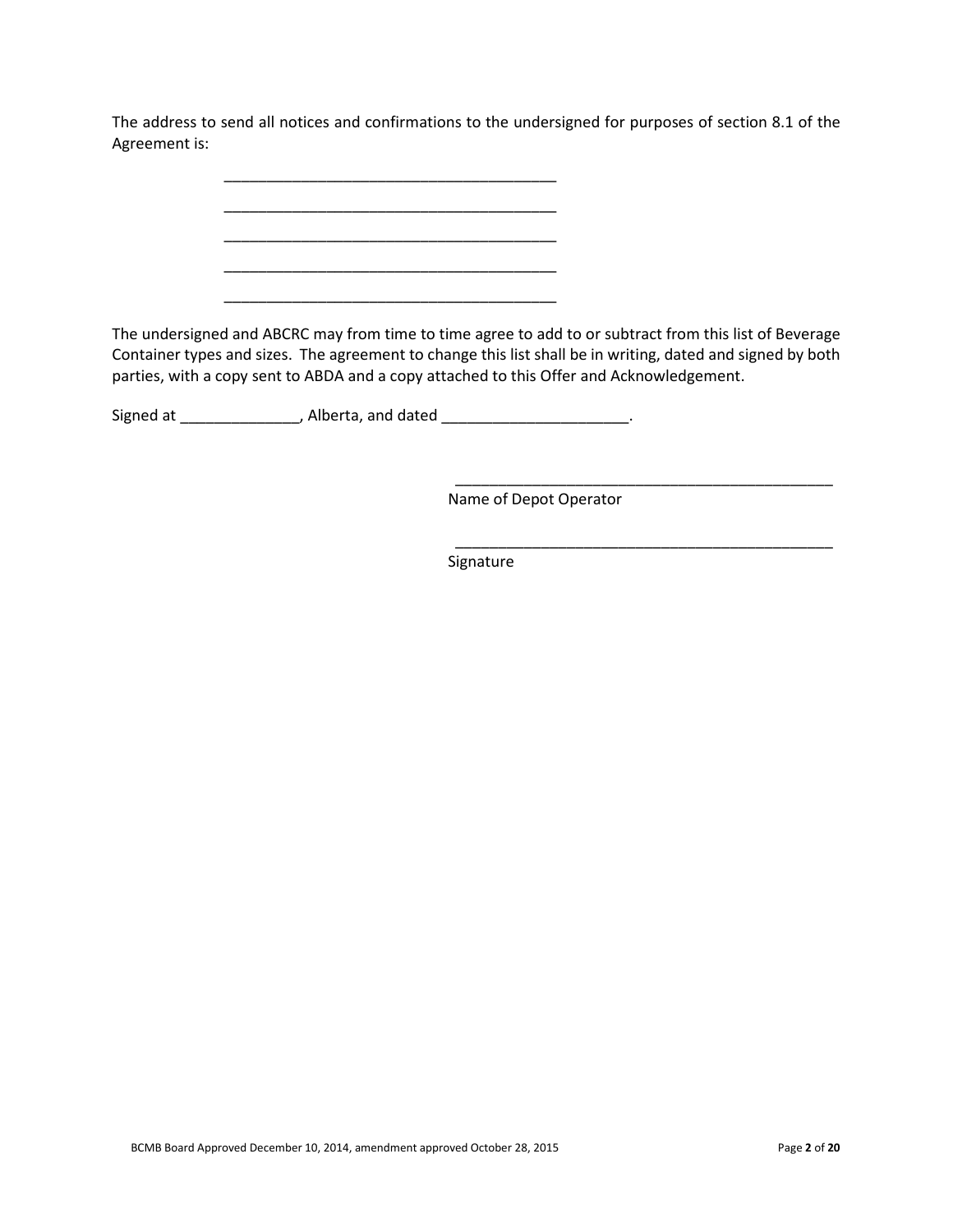The address to send all notices and confirmations to the undersigned for purposes of section 8.1 of the Agreement is:

________________________________________

________________________________________

________________________________________

________________________________________

________________________________________

The undersigned and ABCRC may from time to time agree to add to or subtract from this list of Beverage Container types and sizes. The agreement to change this list shall be in writing, dated and signed by both parties, with a copy sent to ABDA and a copy attached to this Offer and Acknowledgement.

Signed at ______________, Alberta, and dated ______________________.

______________________________________________
Name of Depot Operator

______________________________________________
Signature

BCMB Board Approved December 10, 2014, amendment approved October 28, 2015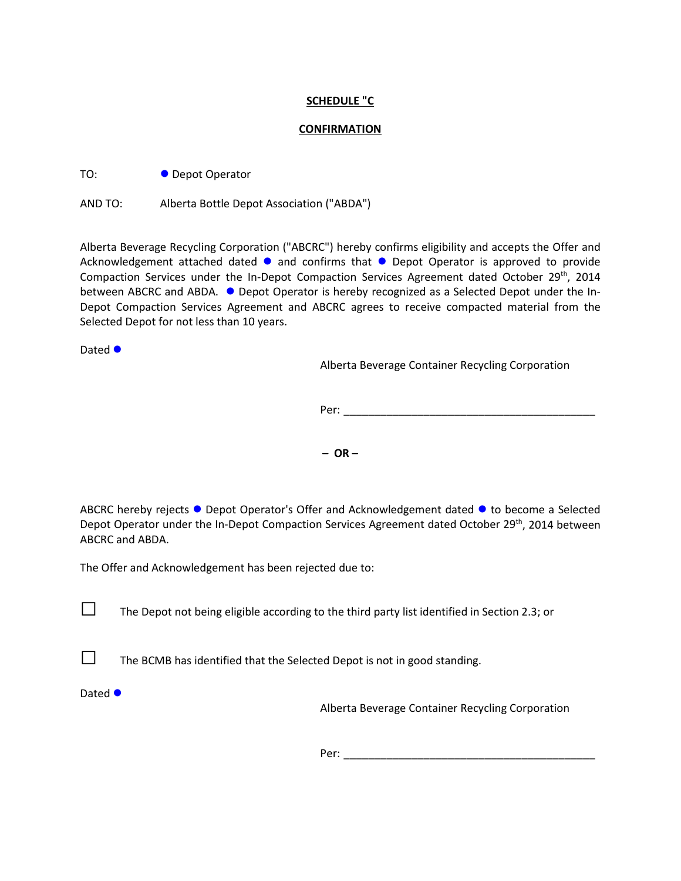**SCHEDULE "C**

**CONFIRMATION**

TO: ● Depot Operator

AND TO: Alberta Bottle Depot Association ("ABDA")

Alberta Beverage Recycling Corporation ("ABCRC") hereby confirms eligibility and accepts the Offer and Acknowledgement attached dated ● and confirms that ● Depot Operator is approved to provide Compaction Services under the In-Depot Compaction Services Agreement dated October 29th, 2014 between ABCRC and ABDA. ● Depot Operator is hereby recognized as a Selected Depot under the In-Depot Compaction Services Agreement and ABCRC agrees to receive compacted material from the Selected Depot for not less than 10 years.

Dated ●

Alberta Beverage Container Recycling Corporation

Per: \_\_\_\_\_\_\_\_\_\_\_\_\_\_\_\_\_\_\_\_\_\_\_\_\_\_\_\_\_\_\_\_\_\_\_\_\_\_\_\_

**– OR –**

ABCRC hereby rejects ● Depot Operator's Offer and Acknowledgement dated ● to become a Selected Depot Operator under the In-Depot Compaction Services Agreement dated October 29th, 2014 between ABCRC and ABDA.

The Offer and Acknowledgement has been rejected due to:

☐ The Depot not being eligible according to the third party list identified in Section 2.3; or

☐ The BCMB has identified that the Selected Depot is not in good standing.

Dated ●

Alberta Beverage Container Recycling Corporation

Per: \_\_\_\_\_\_\_\_\_\_\_\_\_\_\_\_\_\_\_\_\_\_\_\_\_\_\_\_\_\_\_\_\_\_\_\_\_\_\_\_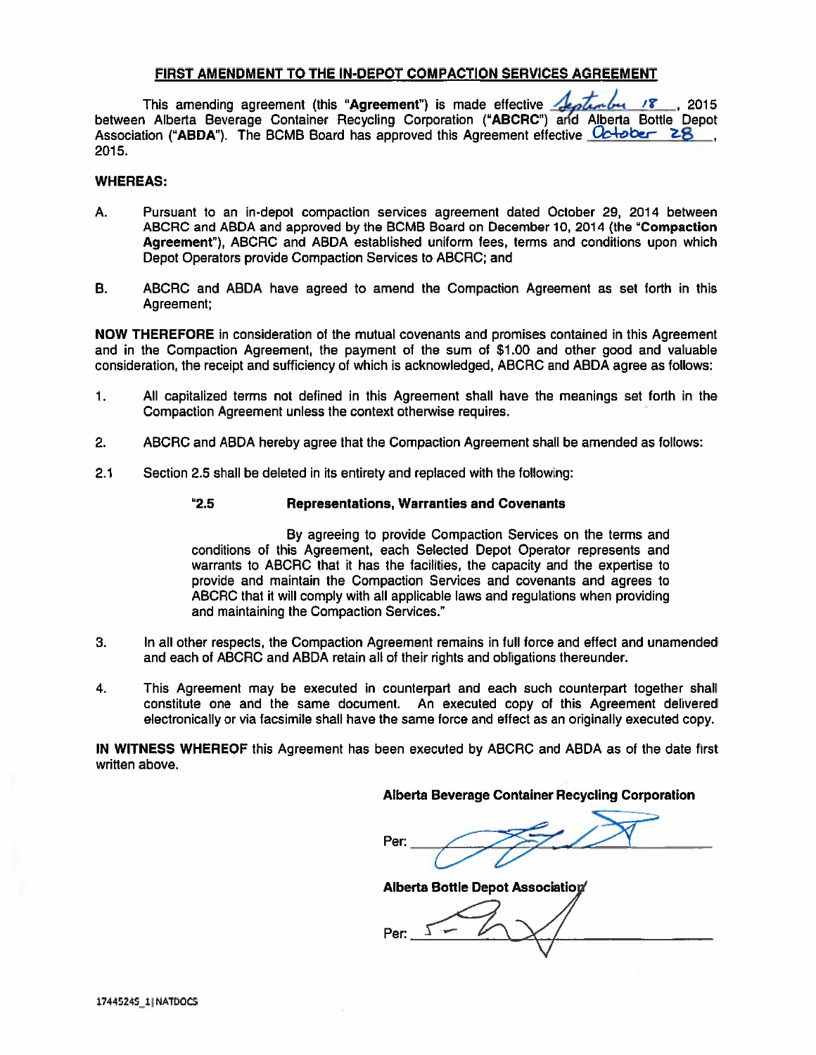## FIRST AMENDMENT TO THE IN-DEPOT COMPACTION SERVICES AGREEMENT

This amending agreement (this "**Agreement**") is made effective September 18, 2015 between Alberta Beverage Container Recycling Corporation ("**ABCRC**") and Alberta Bottle Depot Association ("**ABDA**"). The BCMB Board has approved this Agreement effective October 28, 2015.

**WHEREAS:**

A. Pursuant to an in-depot compaction services agreement dated October 29, 2014 between ABCRC and ABDA and approved by the BCMB Board on December 10, 2014 (the "**Compaction Agreement**"), ABCRC and ABDA established uniform fees, terms and conditions upon which Depot Operators provide Compaction Services to ABCRC; and

B. ABCRC and ABDA have agreed to amend the Compaction Agreement as set forth in this Agreement;

**NOW THEREFORE** in consideration of the mutual covenants and promises contained in this Agreement and in the Compaction Agreement, the payment of the sum of $1.00 and other good and valuable consideration, the receipt and sufficiency of which is acknowledged, ABCRC and ABDA agree as follows:

1. All capitalized terms not defined in this Agreement shall have the meanings set forth in the Compaction Agreement unless the context otherwise requires.

2. ABCRC and ABDA hereby agree that the Compaction Agreement shall be amended as follows:

2.1 Section 2.5 shall be deleted in its entirety and replaced with the following:

> "2.5 **Representations, Warranties and Covenants**
>
> By agreeing to provide Compaction Services on the terms and conditions of this Agreement, each Selected Depot Operator represents and warrants to ABCRC that it has the facilities, the capacity and the expertise to provide and maintain the Compaction Services and covenants and agrees to ABCRC that it will comply with all applicable laws and regulations when providing and maintaining the Compaction Services."

3. In all other respects, the Compaction Agreement remains in full force and effect and unamended and each of ABCRC and ABDA retain all of their rights and obligations thereunder.

4. This Agreement may be executed in counterpart and each such counterpart together shall constitute one and the same document. An executed copy of this Agreement delivered electronically or via facsimile shall have the same force and effect as an originally executed copy.

**IN WITNESS WHEREOF** this Agreement has been executed by ABCRC and ABDA as of the date first written above.

**Alberta Beverage Container Recycling Corporation**

Per: ______________________________

**Alberta Bottle Depot Association**

Per: ______________________________

17445245_1|NATDOCS